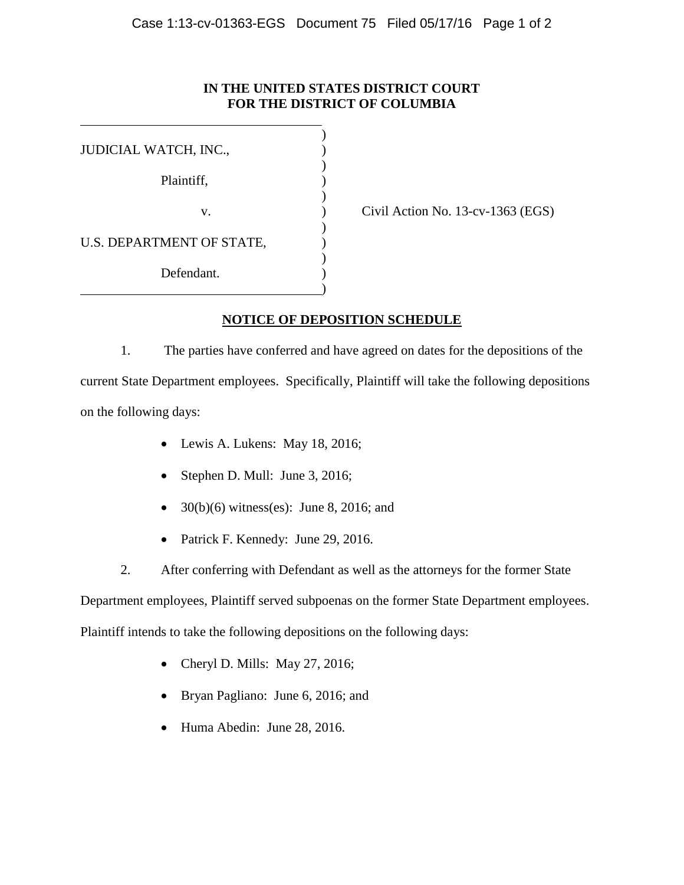**IN THE UNITED STATES DISTRICT COURT**
**FOR THE DISTRICT OF COLUMBIA**

JUDICIAL WATCH, INC.,

Plaintiff,

v.

U.S. DEPARTMENT OF STATE,

Defendant.

Civil Action No. 13-cv-1363 (EGS)

## NOTICE OF DEPOSITION SCHEDULE

1. The parties have conferred and have agreed on dates for the depositions of the current State Department employees. Specifically, Plaintiff will take the following depositions on the following days:

- Lewis A. Lukens: May 18, 2016;
- Stephen D. Mull: June 3, 2016;
- 30(b)(6) witness(es): June 8, 2016; and
- Patrick F. Kennedy: June 29, 2016.

2. After conferring with Defendant as well as the attorneys for the former State Department employees, Plaintiff served subpoenas on the former State Department employees. Plaintiff intends to take the following depositions on the following days:

- Cheryl D. Mills: May 27, 2016;
- Bryan Pagliano: June 6, 2016; and
- Huma Abedin: June 28, 2016.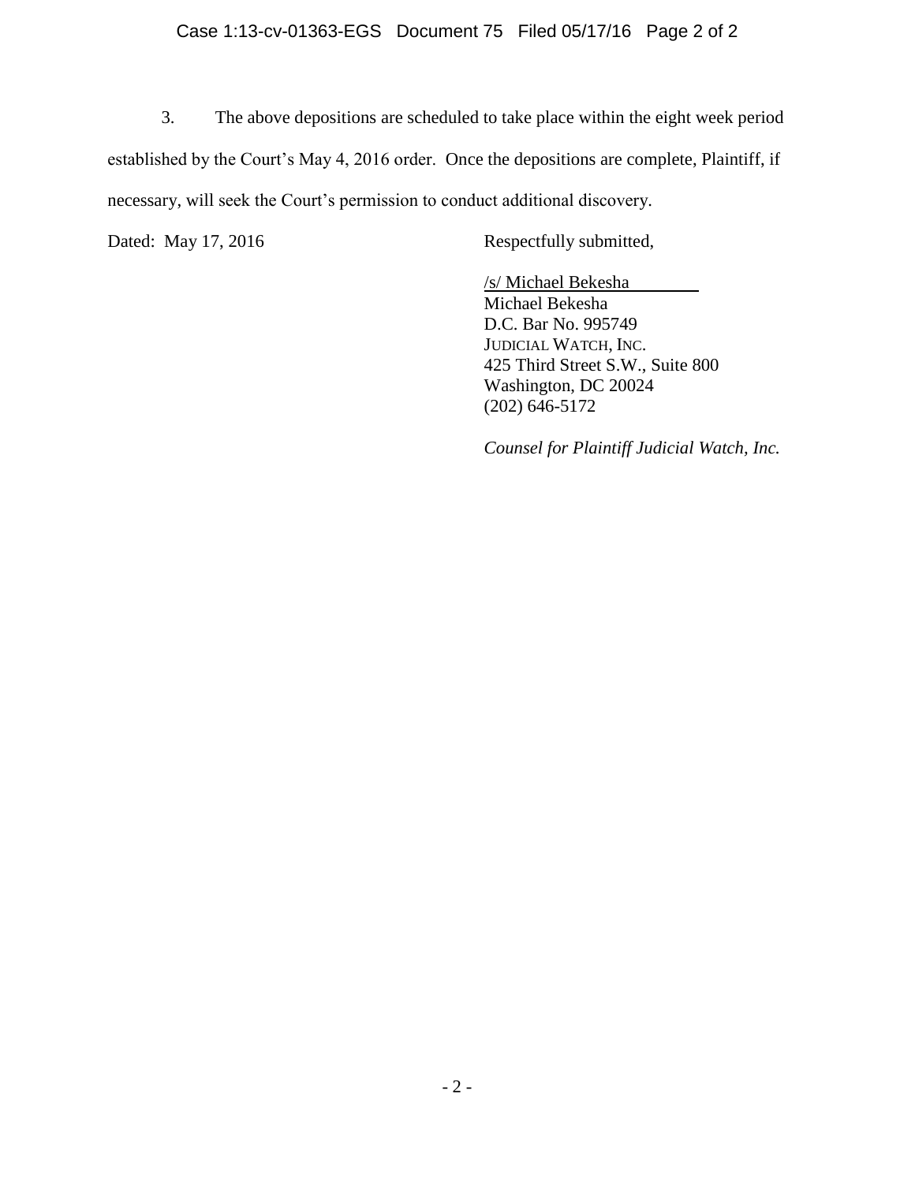3. The above depositions are scheduled to take place within the eight week period established by the Court's May 4, 2016 order. Once the depositions are complete, Plaintiff, if necessary, will seek the Court's permission to conduct additional discovery.

Dated: May 17, 2016

Respectfully submitted,

/s/ Michael Bekesha
Michael Bekesha
D.C. Bar No. 995749
JUDICIAL WATCH, INC.
425 Third Street S.W., Suite 800
Washington, DC 20024
(202) 646-5172

*Counsel for Plaintiff Judicial Watch, Inc.*